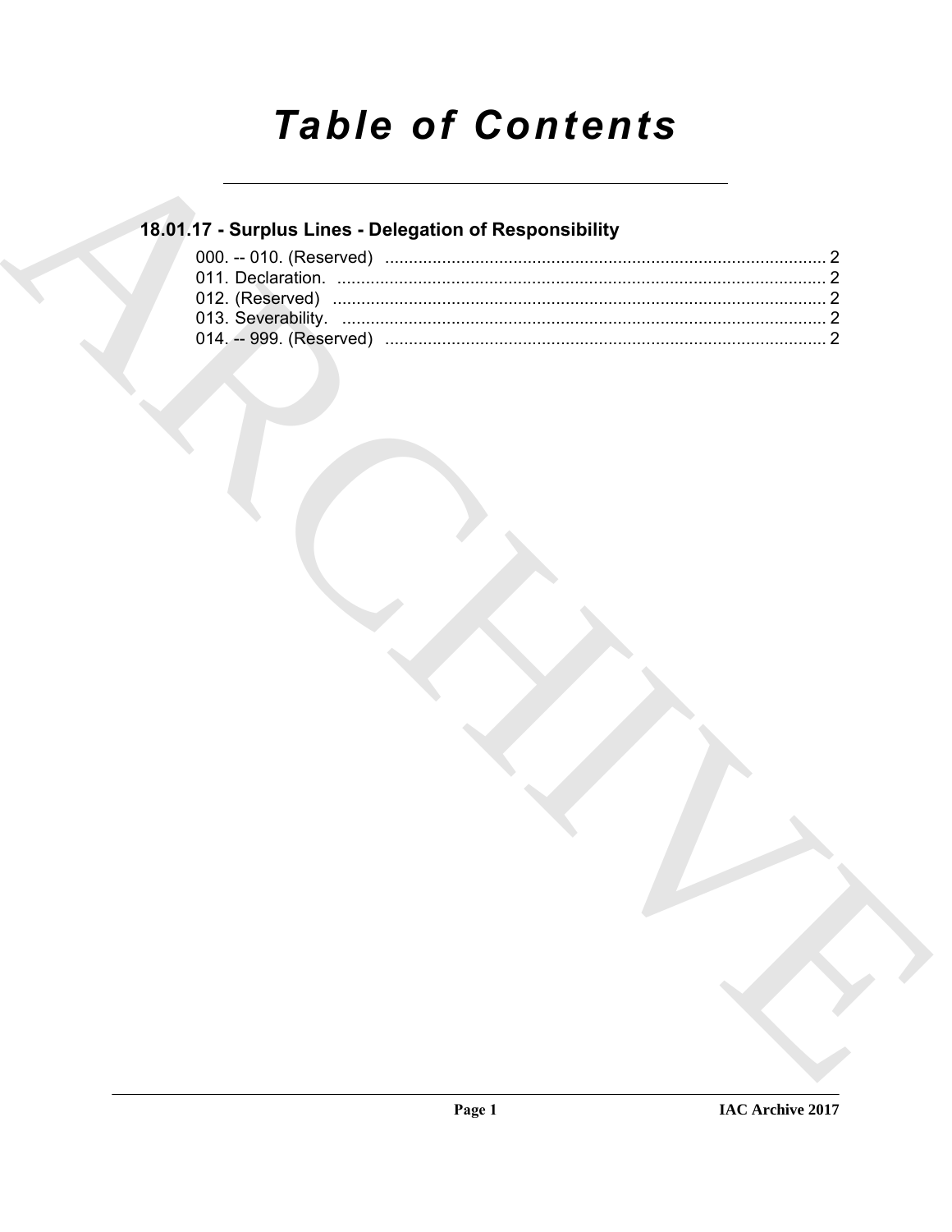# *Table of Contents*

## 18.01.17 - Surplus Lines - Delegation of Responsibility

000. -- 010. (Reserved) ............................................................................................ 2
011. Declaration. ...................................................................................................... 2
012. (Reserved) ....................................................................................................... 2
013. Severability. ...................................................................................................... 2
014. -- 999. (Reserved) ............................................................................................ 2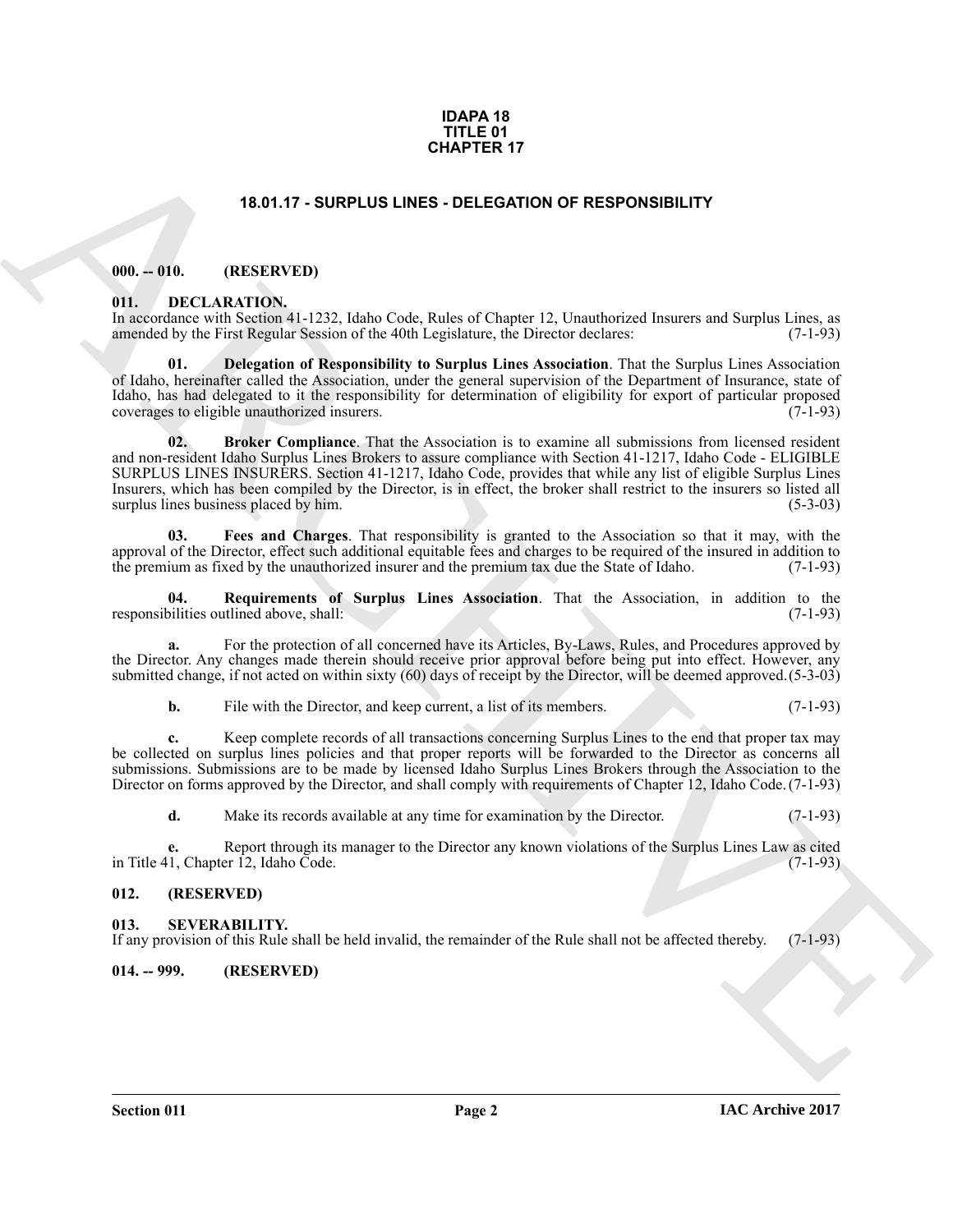# IDAPA 18
# TITLE 01
# CHAPTER 17

## 18.01.17 - SURPLUS LINES - DELEGATION OF RESPONSIBILITY

### 000. -- 010. (RESERVED)

### 011. DECLARATION.

In accordance with Section 41-1232, Idaho Code, Rules of Chapter 12, Unauthorized Insurers and Surplus Lines, as amended by the First Regular Session of the 40th Legislature, the Director declares: (7-1-93)

**01. Delegation of Responsibility to Surplus Lines Association**. That the Surplus Lines Association of Idaho, hereinafter called the Association, under the general supervision of the Department of Insurance, state of Idaho, has had delegated to it the responsibility for determination of eligibility for export of particular proposed coverages to eligible unauthorized insurers. (7-1-93)

**02. Broker Compliance**. That the Association is to examine all submissions from licensed resident and non-resident Idaho Surplus Lines Brokers to assure compliance with Section 41-1217, Idaho Code - ELIGIBLE SURPLUS LINES INSURERS. Section 41-1217, Idaho Code, provides that while any list of eligible Surplus Lines Insurers, which has been compiled by the Director, is in effect, the broker shall restrict to the insurers so listed all surplus lines business placed by him. (5-3-03)

**03. Fees and Charges**. That responsibility is granted to the Association so that it may, with the approval of the Director, effect such additional equitable fees and charges to be required of the insured in addition to the premium as fixed by the unauthorized insurer and the premium tax due the State of Idaho. (7-1-93)

**04. Requirements of Surplus Lines Association**. That the Association, in addition to the responsibilities outlined above, shall: (7-1-93)

**a.** For the protection of all concerned have its Articles, By-Laws, Rules, and Procedures approved by the Director. Any changes made therein should receive prior approval before being put into effect. However, any submitted change, if not acted on within sixty (60) days of receipt by the Director, will be deemed approved. (5-3-03)

**b.** File with the Director, and keep current, a list of its members. (7-1-93)

**c.** Keep complete records of all transactions concerning Surplus Lines to the end that proper tax may be collected on surplus lines policies and that proper reports will be forwarded to the Director as concerns all submissions. Submissions are to be made by licensed Idaho Surplus Lines Brokers through the Association to the Director on forms approved by the Director, and shall comply with requirements of Chapter 12, Idaho Code. (7-1-93)

**d.** Make its records available at any time for examination by the Director. (7-1-93)

**e.** Report through its manager to the Director any known violations of the Surplus Lines Law as cited in Title 41, Chapter 12, Idaho Code. (7-1-93)

### 012. (RESERVED)

### 013. SEVERABILITY.

If any provision of this Rule shall be held invalid, the remainder of the Rule shall not be affected thereby. (7-1-93)

### 014. -- 999. (RESERVED)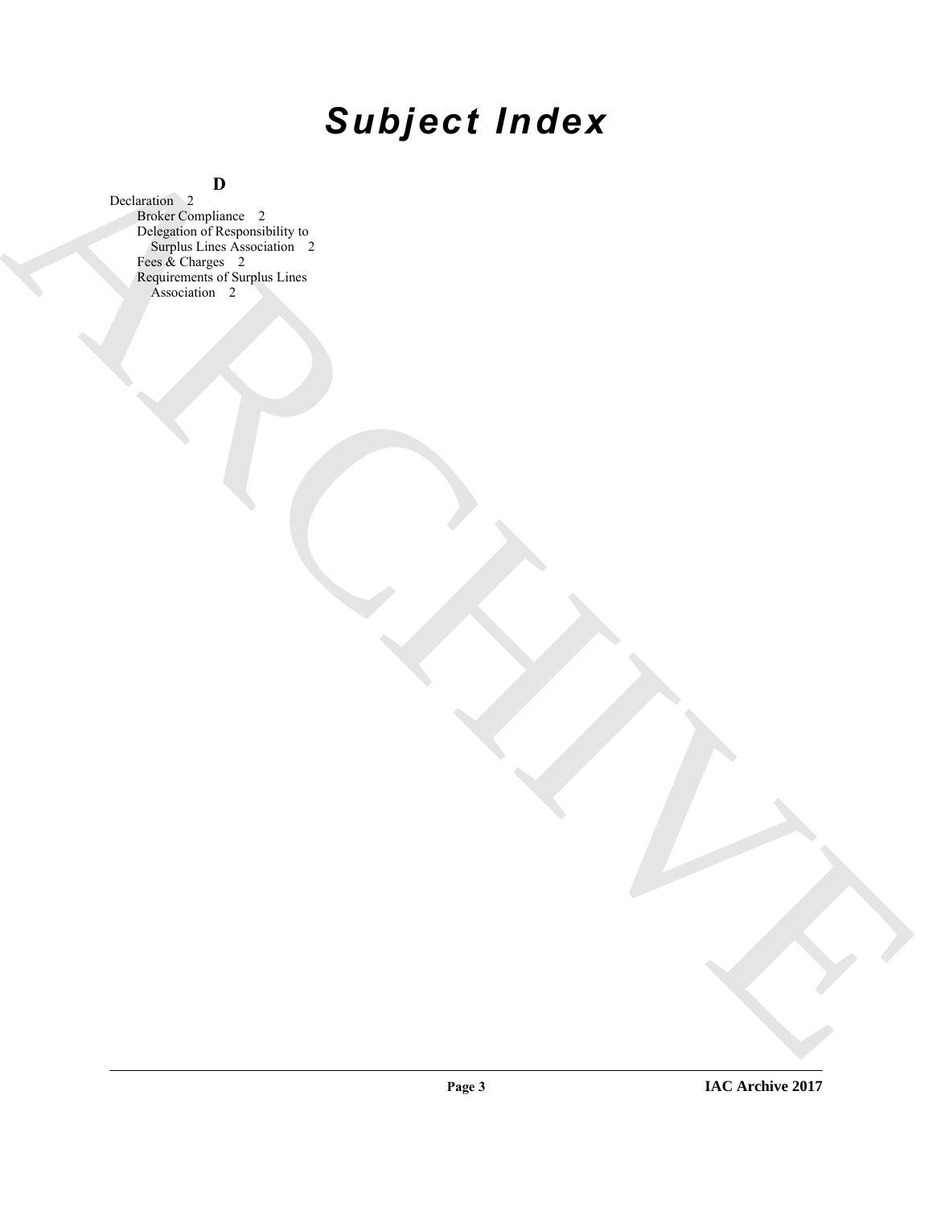# *Subject Index*

**D**

Declaration 2
- Broker Compliance 2
- Delegation of Responsibility to Surplus Lines Association 2
- Fees & Charges 2
- Requirements of Surplus Lines Association 2